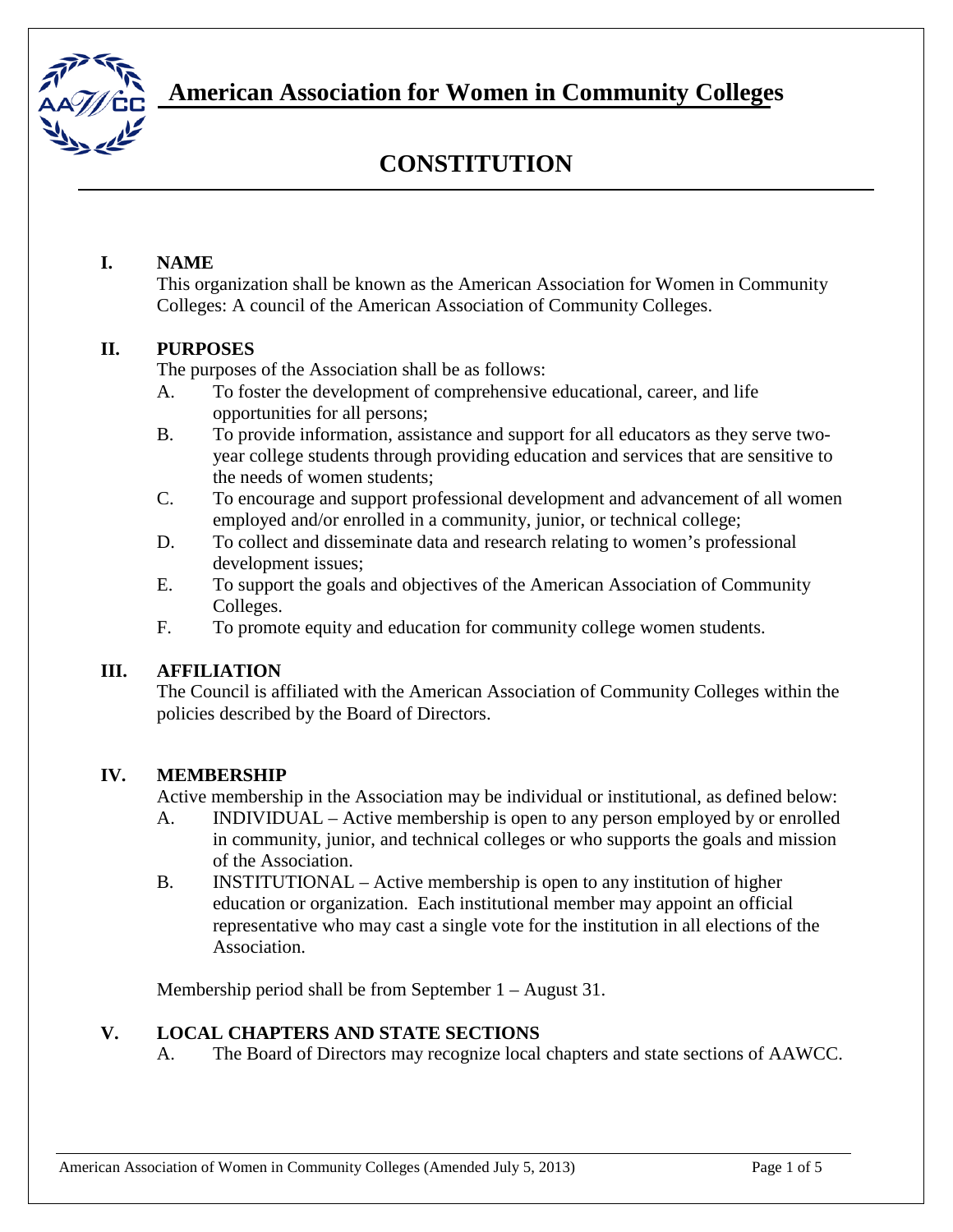# American Association for Women in Community Colleges

# CONSTITUTION

## I. NAME

This organization shall be known as the American Association for Women in Community Colleges: A council of the American Association of Community Colleges.

## II. PURPOSES

The purposes of the Association shall be as follows:

A. To foster the development of comprehensive educational, career, and life opportunities for all persons;

B. To provide information, assistance and support for all educators as they serve two-year college students through providing education and services that are sensitive to the needs of women students;

C. To encourage and support professional development and advancement of all women employed and/or enrolled in a community, junior, or technical college;

D. To collect and disseminate data and research relating to women's professional development issues;

E. To support the goals and objectives of the American Association of Community Colleges.

F. To promote equity and education for community college women students.

## III. AFFILIATION

The Council is affiliated with the American Association of Community Colleges within the policies described by the Board of Directors.

## IV. MEMBERSHIP

Active membership in the Association may be individual or institutional, as defined below:

A. INDIVIDUAL – Active membership is open to any person employed by or enrolled in community, junior, and technical colleges or who supports the goals and mission of the Association.

B. INSTITUTIONAL – Active membership is open to any institution of higher education or organization. Each institutional member may appoint an official representative who may cast a single vote for the institution in all elections of the Association.

Membership period shall be from September 1 – August 31.

## V. LOCAL CHAPTERS AND STATE SECTIONS

A. The Board of Directors may recognize local chapters and state sections of AAWCC.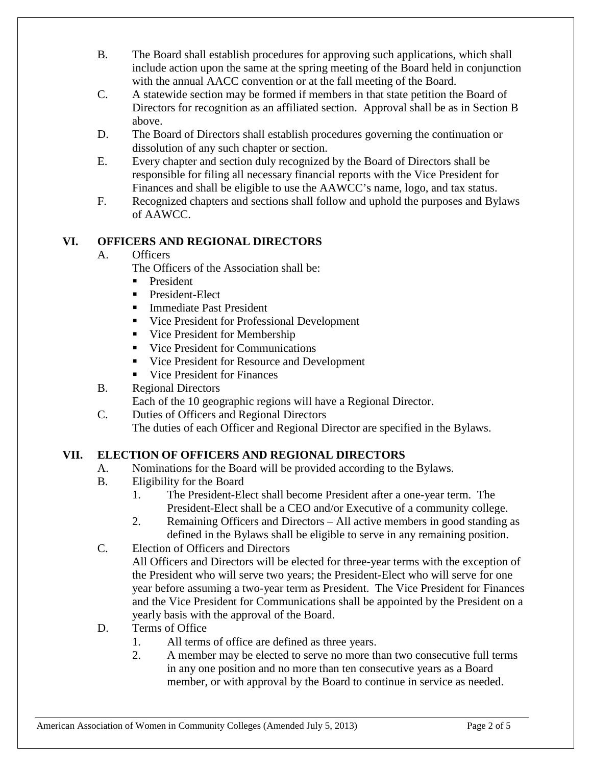B. The Board shall establish procedures for approving such applications, which shall include action upon the same at the spring meeting of the Board held in conjunction with the annual AACC convention or at the fall meeting of the Board.

C. A statewide section may be formed if members in that state petition the Board of Directors for recognition as an affiliated section. Approval shall be as in Section B above.

D. The Board of Directors shall establish procedures governing the continuation or dissolution of any such chapter or section.

E. Every chapter and section duly recognized by the Board of Directors shall be responsible for filing all necessary financial reports with the Vice President for Finances and shall be eligible to use the AAWCC's name, logo, and tax status.

F. Recognized chapters and sections shall follow and uphold the purposes and Bylaws of AAWCC.

## VI. OFFICERS AND REGIONAL DIRECTORS

A. Officers

The Officers of the Association shall be:

- President
- President-Elect
- Immediate Past President
- Vice President for Professional Development
- Vice President for Membership
- Vice President for Communications
- Vice President for Resource and Development
- Vice President for Finances

B. Regional Directors

Each of the 10 geographic regions will have a Regional Director.

C. Duties of Officers and Regional Directors

The duties of each Officer and Regional Director are specified in the Bylaws.

## VII. ELECTION OF OFFICERS AND REGIONAL DIRECTORS

A. Nominations for the Board will be provided according to the Bylaws.

B. Eligibility for the Board

1. The President-Elect shall become President after a one-year term. The President-Elect shall be a CEO and/or Executive of a community college.
2. Remaining Officers and Directors – All active members in good standing as defined in the Bylaws shall be eligible to serve in any remaining position.

C. Election of Officers and Directors

All Officers and Directors will be elected for three-year terms with the exception of the President who will serve two years; the President-Elect who will serve for one year before assuming a two-year term as President. The Vice President for Finances and the Vice President for Communications shall be appointed by the President on a yearly basis with the approval of the Board.

D. Terms of Office

1. All terms of office are defined as three years.
2. A member may be elected to serve no more than two consecutive full terms in any one position and no more than ten consecutive years as a Board member, or with approval by the Board to continue in service as needed.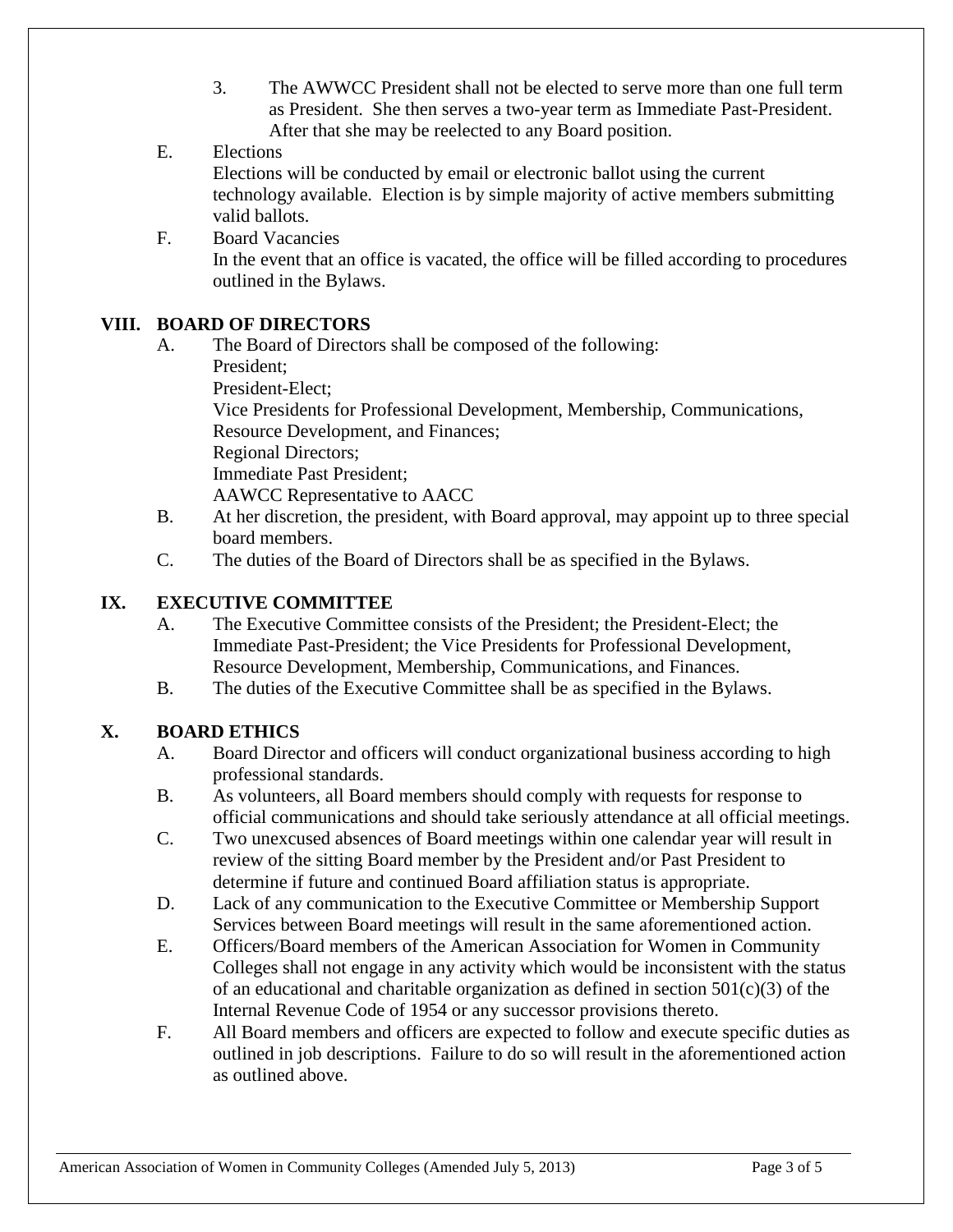3. The AWWCC President shall not be elected to serve more than one full term as President. She then serves a two-year term as Immediate Past-President. After that she may be reelected to any Board position.

E. Elections

Elections will be conducted by email or electronic ballot using the current technology available. Election is by simple majority of active members submitting valid ballots.

F. Board Vacancies

In the event that an office is vacated, the office will be filled according to procedures outlined in the Bylaws.

## VIII. BOARD OF DIRECTORS

A. The Board of Directors shall be composed of the following:
President;
President-Elect;
Vice Presidents for Professional Development, Membership, Communications, Resource Development, and Finances;
Regional Directors;
Immediate Past President;
AAWCC Representative to AACC

B. At her discretion, the president, with Board approval, may appoint up to three special board members.

C. The duties of the Board of Directors shall be as specified in the Bylaws.

## IX. EXECUTIVE COMMITTEE

A. The Executive Committee consists of the President; the President-Elect; the Immediate Past-President; the Vice Presidents for Professional Development, Resource Development, Membership, Communications, and Finances.

B. The duties of the Executive Committee shall be as specified in the Bylaws.

## X. BOARD ETHICS

A. Board Director and officers will conduct organizational business according to high professional standards.

B. As volunteers, all Board members should comply with requests for response to official communications and should take seriously attendance at all official meetings.

C. Two unexcused absences of Board meetings within one calendar year will result in review of the sitting Board member by the President and/or Past President to determine if future and continued Board affiliation status is appropriate.

D. Lack of any communication to the Executive Committee or Membership Support Services between Board meetings will result in the same aforementioned action.

E. Officers/Board members of the American Association for Women in Community Colleges shall not engage in any activity which would be inconsistent with the status of an educational and charitable organization as defined in section 501(c)(3) of the Internal Revenue Code of 1954 or any successor provisions thereto.

F. All Board members and officers are expected to follow and execute specific duties as outlined in job descriptions. Failure to do so will result in the aforementioned action as outlined above.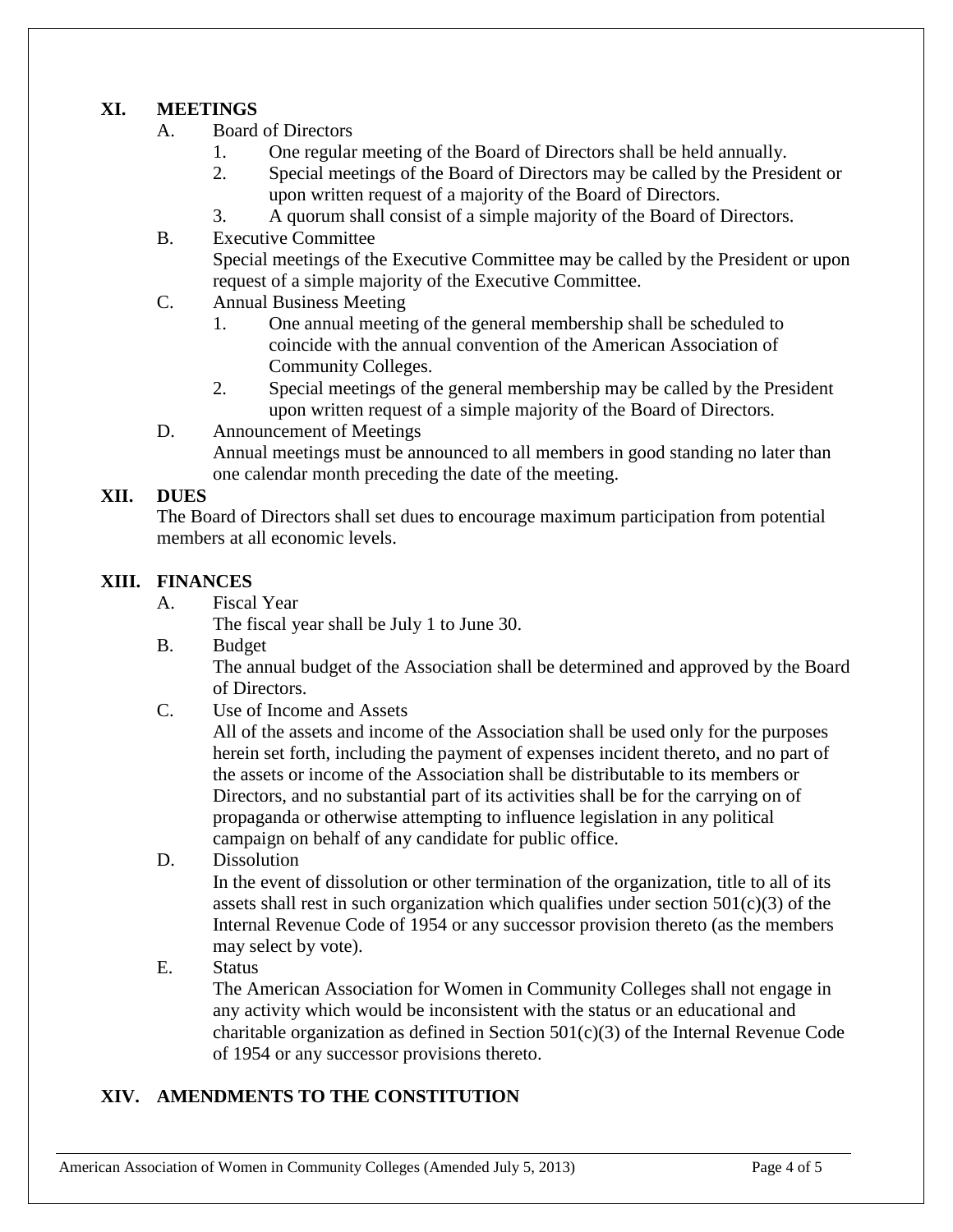## XI. MEETINGS

A. Board of Directors

1. One regular meeting of the Board of Directors shall be held annually.
2. Special meetings of the Board of Directors may be called by the President or upon written request of a majority of the Board of Directors.
3. A quorum shall consist of a simple majority of the Board of Directors.

B. Executive Committee

Special meetings of the Executive Committee may be called by the President or upon request of a simple majority of the Executive Committee.

C. Annual Business Meeting

1. One annual meeting of the general membership shall be scheduled to coincide with the annual convention of the American Association of Community Colleges.
2. Special meetings of the general membership may be called by the President upon written request of a simple majority of the Board of Directors.

D. Announcement of Meetings

Annual meetings must be announced to all members in good standing no later than one calendar month preceding the date of the meeting.

## XII. DUES

The Board of Directors shall set dues to encourage maximum participation from potential members at all economic levels.

## XIII. FINANCES

A. Fiscal Year

The fiscal year shall be July 1 to June 30.

B. Budget

The annual budget of the Association shall be determined and approved by the Board of Directors.

C. Use of Income and Assets

All of the assets and income of the Association shall be used only for the purposes herein set forth, including the payment of expenses incident thereto, and no part of the assets or income of the Association shall be distributable to its members or Directors, and no substantial part of its activities shall be for the carrying on of propaganda or otherwise attempting to influence legislation in any political campaign on behalf of any candidate for public office.

D. Dissolution

In the event of dissolution or other termination of the organization, title to all of its assets shall rest in such organization which qualifies under section 501(c)(3) of the Internal Revenue Code of 1954 or any successor provision thereto (as the members may select by vote).

E. Status

The American Association for Women in Community Colleges shall not engage in any activity which would be inconsistent with the status or an educational and charitable organization as defined in Section 501(c)(3) of the Internal Revenue Code of 1954 or any successor provisions thereto.

## XIV. AMENDMENTS TO THE CONSTITUTION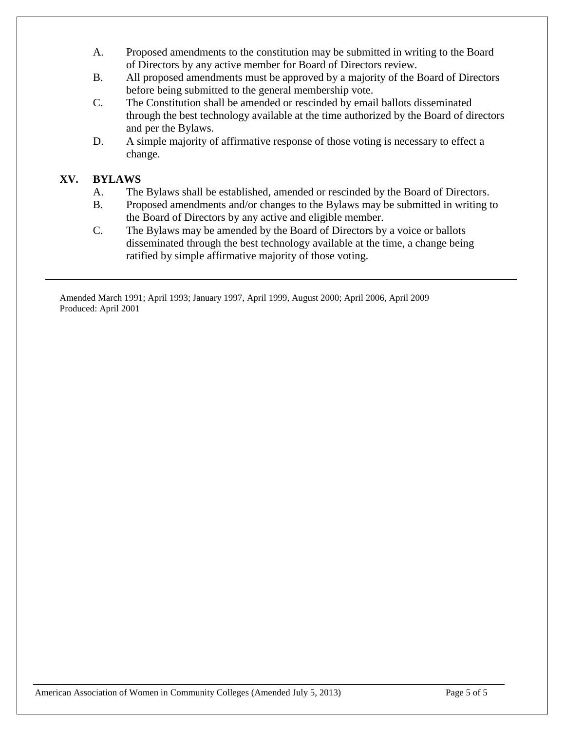A. Proposed amendments to the constitution may be submitted in writing to the Board of Directors by any active member for Board of Directors review.

B. All proposed amendments must be approved by a majority of the Board of Directors before being submitted to the general membership vote.

C. The Constitution shall be amended or rescinded by email ballots disseminated through the best technology available at the time authorized by the Board of directors and per the Bylaws.

D. A simple majority of affirmative response of those voting is necessary to effect a change.

## XV. BYLAWS

A. The Bylaws shall be established, amended or rescinded by the Board of Directors.

B. Proposed amendments and/or changes to the Bylaws may be submitted in writing to the Board of Directors by any active and eligible member.

C. The Bylaws may be amended by the Board of Directors by a voice or ballots disseminated through the best technology available at the time, a change being ratified by simple affirmative majority of those voting.

---

Amended March 1991; April 1993; January 1997, April 1999, August 2000; April 2006, April 2009
Produced: April 2001